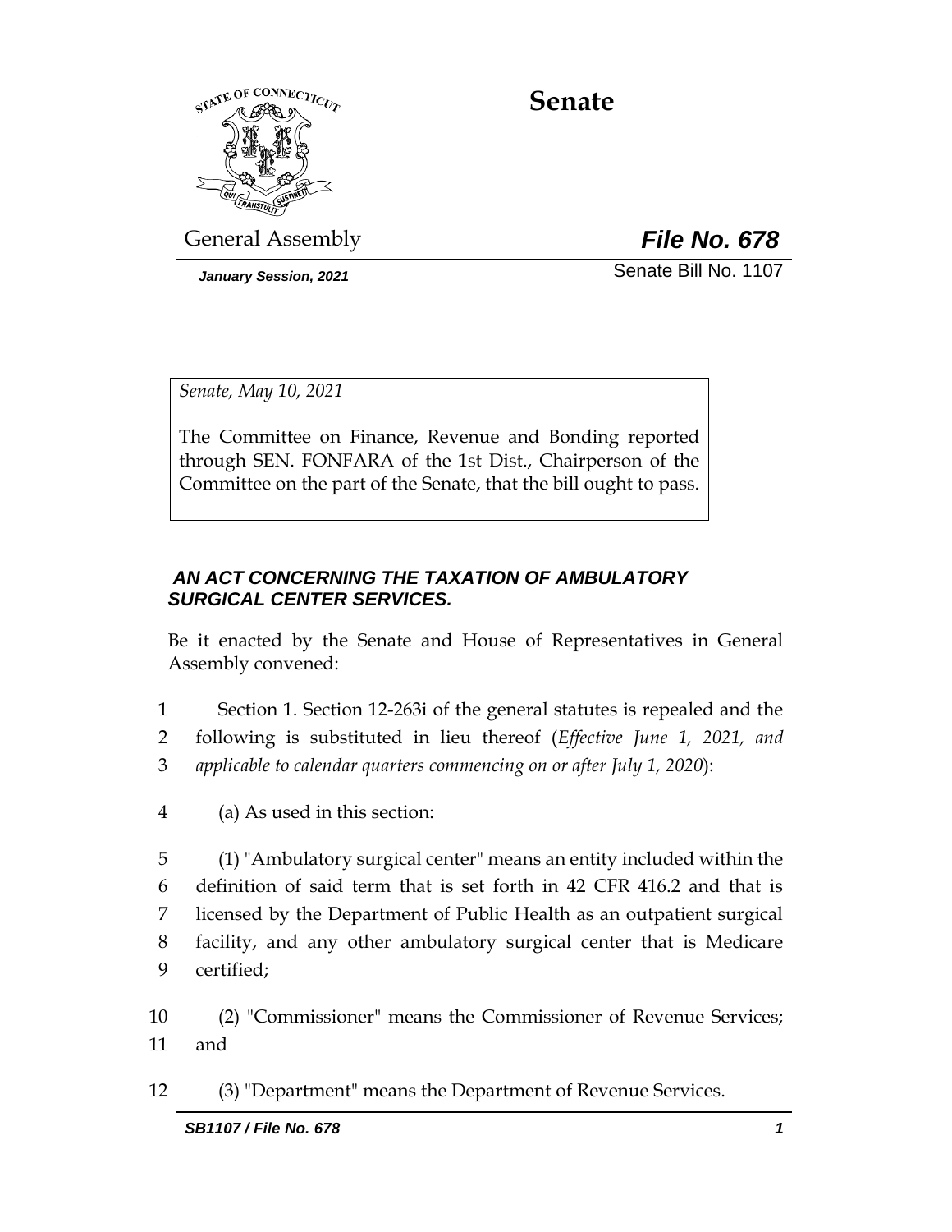# Senate

General Assembly **File No. 678**

*January Session, 2021* Senate Bill No. 1107

*Senate, May 10, 2021*

The Committee on Finance, Revenue and Bonding reported through SEN. FONFARA of the 1st Dist., Chairperson of the Committee on the part of the Senate, that the bill ought to pass.

***AN ACT CONCERNING THE TAXATION OF AMBULATORY SURGICAL CENTER SERVICES.***

Be it enacted by the Senate and House of Representatives in General Assembly convened:

1 Section 1. Section 12-263i of the general statutes is repealed and the
2 following is substituted in lieu thereof (*Effective June 1, 2021, and*
3 *applicable to calendar quarters commencing on or after July 1, 2020*):

4 (a) As used in this section:

5 (1) "Ambulatory surgical center" means an entity included within the
6 definition of said term that is set forth in 42 CFR 416.2 and that is
7 licensed by the Department of Public Health as an outpatient surgical
8 facility, and any other ambulatory surgical center that is Medicare
9 certified;

10 (2) "Commissioner" means the Commissioner of Revenue Services;
11 and

12 (3) "Department" means the Department of Revenue Services.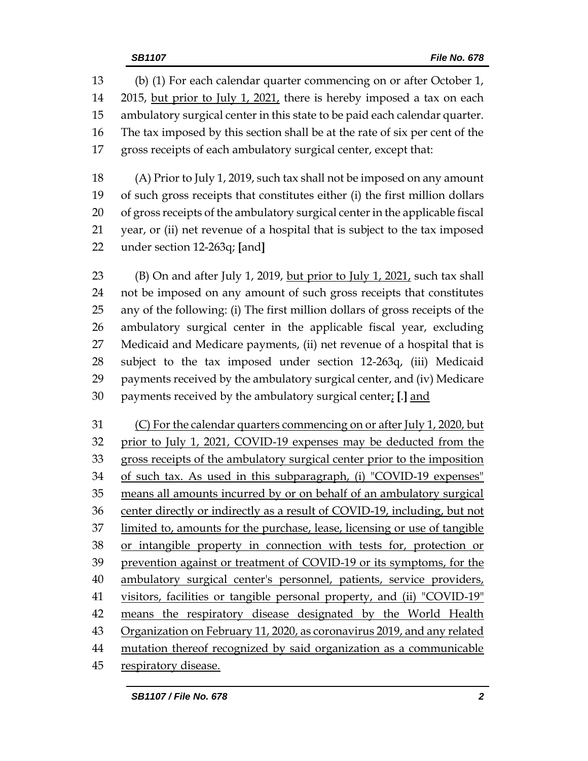13 (b) (1) For each calendar quarter commencing on or after October 1,
14 2015, <u>but prior to July 1, 2021,</u> there is hereby imposed a tax on each
15 ambulatory surgical center in this state to be paid each calendar quarter.
16 The tax imposed by this section shall be at the rate of six per cent of the
17 gross receipts of each ambulatory surgical center, except that:

18 (A) Prior to July 1, 2019, such tax shall not be imposed on any amount
19 of such gross receipts that constitutes either (i) the first million dollars
20 of gross receipts of the ambulatory surgical center in the applicable fiscal
21 year, or (ii) net revenue of a hospital that is subject to the tax imposed
22 under section 12-263q; **[**and**]**

23 (B) On and after July 1, 2019, <u>but prior to July 1, 2021,</u> such tax shall
24 not be imposed on any amount of such gross receipts that constitutes
25 any of the following: (i) The first million dollars of gross receipts of the
26 ambulatory surgical center in the applicable fiscal year, excluding
27 Medicaid and Medicare payments, (ii) net revenue of a hospital that is
28 subject to the tax imposed under section 12-263q, (iii) Medicaid
29 payments received by the ambulatory surgical center, and (iv) Medicare
30 payments received by the ambulatory surgical center<u>;</u> **[**.**]** <u>and</u>

31 <u>(C) For the calendar quarters commencing on or after July 1, 2020, but</u>
32 <u>prior to July 1, 2021, COVID-19 expenses may be deducted from the</u>
33 <u>gross receipts of the ambulatory surgical center prior to the imposition</u>
34 <u>of such tax. As used in this subparagraph, (i) "COVID-19 expenses"</u>
35 <u>means all amounts incurred by or on behalf of an ambulatory surgical</u>
36 <u>center directly or indirectly as a result of COVID-19, including, but not</u>
37 <u>limited to, amounts for the purchase, lease, licensing or use of tangible</u>
38 <u>or intangible property in connection with tests for, protection or</u>
39 <u>prevention against or treatment of COVID-19 or its symptoms, for the</u>
40 <u>ambulatory surgical center's personnel, patients, service providers,</u>
41 <u>visitors, facilities or tangible personal property, and (ii) "COVID-19"</u>
42 <u>means the respiratory disease designated by the World Health</u>
43 <u>Organization on February 11, 2020, as coronavirus 2019, and any related</u>
44 <u>mutation thereof recognized by said organization as a communicable</u>
45 <u>respiratory disease.</u>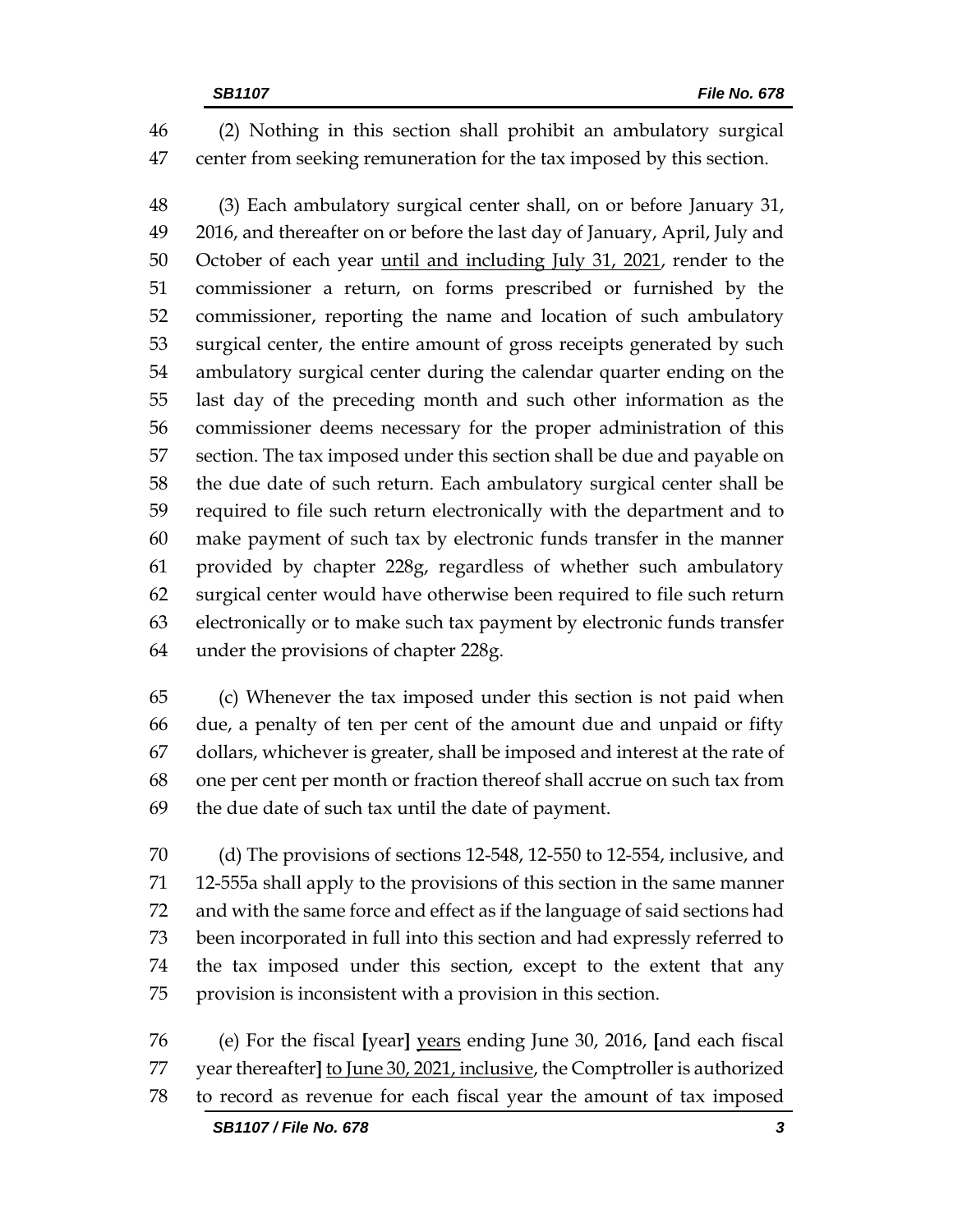(2) Nothing in this section shall prohibit an ambulatory surgical center from seeking remuneration for the tax imposed by this section.

(3) Each ambulatory surgical center shall, on or before January 31, 2016, and thereafter on or before the last day of January, April, July and October of each year <u>until and including July 31, 2021</u>, render to the commissioner a return, on forms prescribed or furnished by the commissioner, reporting the name and location of such ambulatory surgical center, the entire amount of gross receipts generated by such ambulatory surgical center during the calendar quarter ending on the last day of the preceding month and such other information as the commissioner deems necessary for the proper administration of this section. The tax imposed under this section shall be due and payable on the due date of such return. Each ambulatory surgical center shall be required to file such return electronically with the department and to make payment of such tax by electronic funds transfer in the manner provided by chapter 228g, regardless of whether such ambulatory surgical center would have otherwise been required to file such return electronically or to make such tax payment by electronic funds transfer under the provisions of chapter 228g.

(c) Whenever the tax imposed under this section is not paid when due, a penalty of ten per cent of the amount due and unpaid or fifty dollars, whichever is greater, shall be imposed and interest at the rate of one per cent per month or fraction thereof shall accrue on such tax from the due date of such tax until the date of payment.

(d) The provisions of sections 12-548, 12-550 to 12-554, inclusive, and 12-555a shall apply to the provisions of this section in the same manner and with the same force and effect as if the language of said sections had been incorporated in full into this section and had expressly referred to the tax imposed under this section, except to the extent that any provision is inconsistent with a provision in this section.

(e) For the fiscal **[**year**]** <u>years</u> ending June 30, 2016, **[**and each fiscal year thereafter**]** <u>to June 30, 2021, inclusive</u>, the Comptroller is authorized to record as revenue for each fiscal year the amount of tax imposed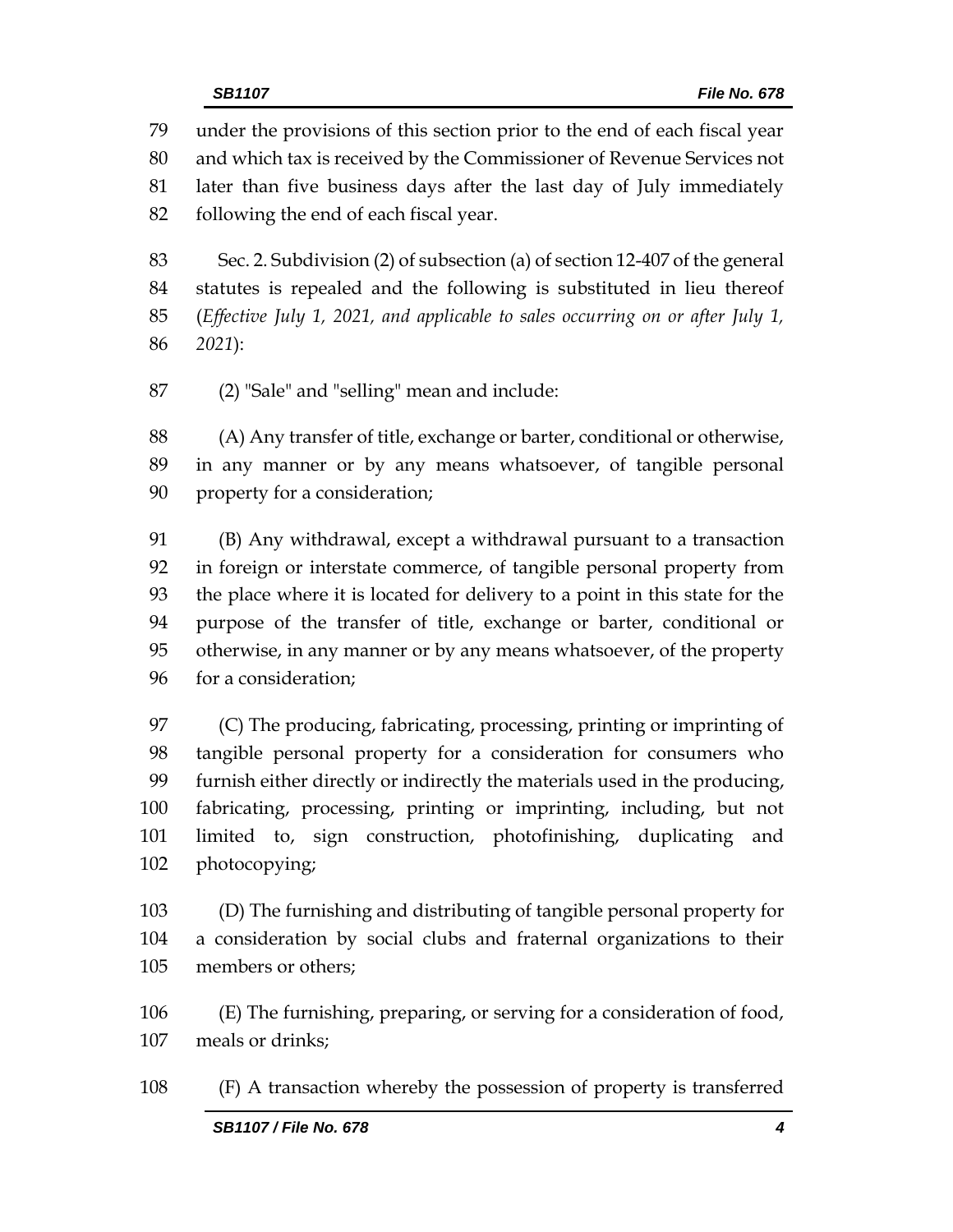under the provisions of this section prior to the end of each fiscal year and which tax is received by the Commissioner of Revenue Services not later than five business days after the last day of July immediately following the end of each fiscal year.

Sec. 2. Subdivision (2) of subsection (a) of section 12-407 of the general statutes is repealed and the following is substituted in lieu thereof (*Effective July 1, 2021, and applicable to sales occurring on or after July 1, 2021*):

(2) "Sale" and "selling" mean and include:

(A) Any transfer of title, exchange or barter, conditional or otherwise, in any manner or by any means whatsoever, of tangible personal property for a consideration;

(B) Any withdrawal, except a withdrawal pursuant to a transaction in foreign or interstate commerce, of tangible personal property from the place where it is located for delivery to a point in this state for the purpose of the transfer of title, exchange or barter, conditional or otherwise, in any manner or by any means whatsoever, of the property for a consideration;

(C) The producing, fabricating, processing, printing or imprinting of tangible personal property for a consideration for consumers who furnish either directly or indirectly the materials used in the producing, fabricating, processing, printing or imprinting, including, but not limited to, sign construction, photofinishing, duplicating and photocopying;

(D) The furnishing and distributing of tangible personal property for a consideration by social clubs and fraternal organizations to their members or others;

(E) The furnishing, preparing, or serving for a consideration of food, meals or drinks;

(F) A transaction whereby the possession of property is transferred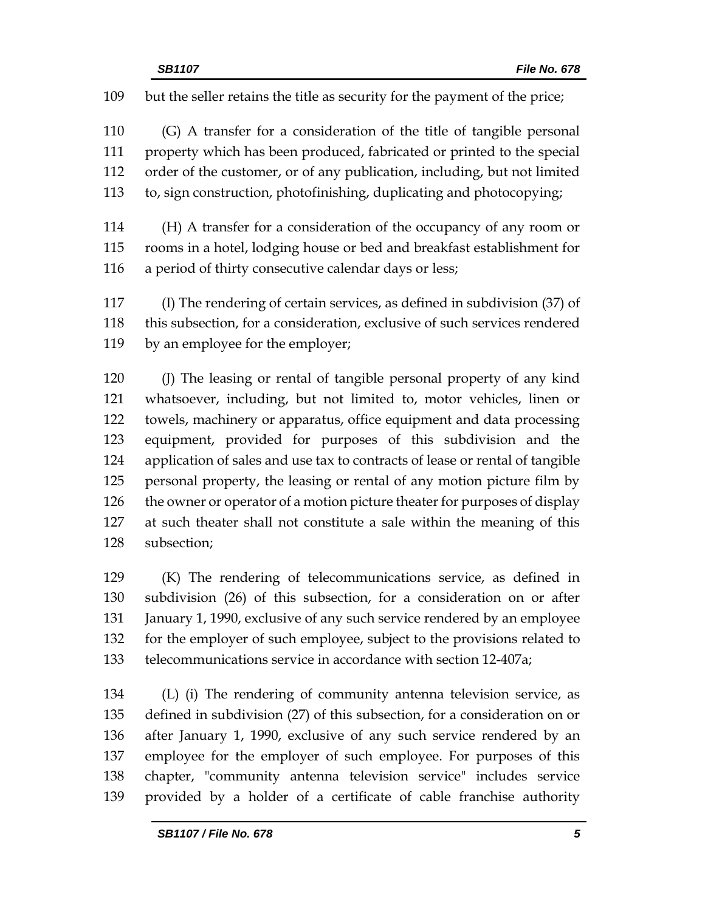109 but the seller retains the title as security for the payment of the price;

110 (G) A transfer for a consideration of the title of tangible personal
111 property which has been produced, fabricated or printed to the special
112 order of the customer, or of any publication, including, but not limited
113 to, sign construction, photofinishing, duplicating and photocopying;

114 (H) A transfer for a consideration of the occupancy of any room or
115 rooms in a hotel, lodging house or bed and breakfast establishment for
116 a period of thirty consecutive calendar days or less;

117 (I) The rendering of certain services, as defined in subdivision (37) of
118 this subsection, for a consideration, exclusive of such services rendered
119 by an employee for the employer;

120 (J) The leasing or rental of tangible personal property of any kind
121 whatsoever, including, but not limited to, motor vehicles, linen or
122 towels, machinery or apparatus, office equipment and data processing
123 equipment, provided for purposes of this subdivision and the
124 application of sales and use tax to contracts of lease or rental of tangible
125 personal property, the leasing or rental of any motion picture film by
126 the owner or operator of a motion picture theater for purposes of display
127 at such theater shall not constitute a sale within the meaning of this
128 subsection;

129 (K) The rendering of telecommunications service, as defined in
130 subdivision (26) of this subsection, for a consideration on or after
131 January 1, 1990, exclusive of any such service rendered by an employee
132 for the employer of such employee, subject to the provisions related to
133 telecommunications service in accordance with section 12-407a;

134 (L) (i) The rendering of community antenna television service, as
135 defined in subdivision (27) of this subsection, for a consideration on or
136 after January 1, 1990, exclusive of any such service rendered by an
137 employee for the employer of such employee. For purposes of this
138 chapter, "community antenna television service" includes service
139 provided by a holder of a certificate of cable franchise authority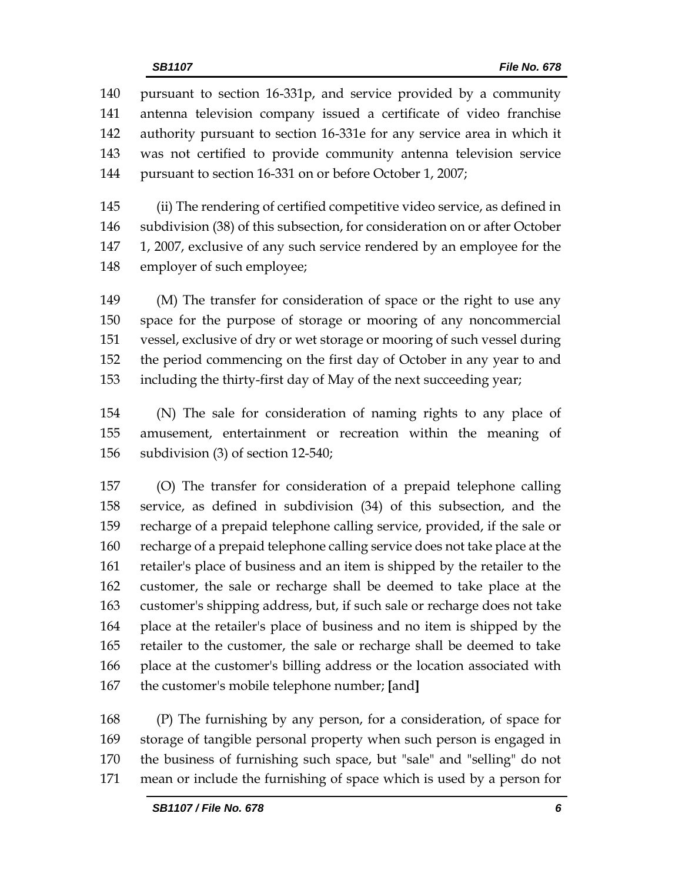pursuant to section 16-331p, and service provided by a community antenna television company issued a certificate of video franchise authority pursuant to section 16-331e for any service area in which it was not certified to provide community antenna television service pursuant to section 16-331 on or before October 1, 2007;

(ii) The rendering of certified competitive video service, as defined in subdivision (38) of this subsection, for consideration on or after October 1, 2007, exclusive of any such service rendered by an employee for the employer of such employee;

(M) The transfer for consideration of space or the right to use any space for the purpose of storage or mooring of any noncommercial vessel, exclusive of dry or wet storage or mooring of such vessel during the period commencing on the first day of October in any year to and including the thirty-first day of May of the next succeeding year;

(N) The sale for consideration of naming rights to any place of amusement, entertainment or recreation within the meaning of subdivision (3) of section 12-540;

(O) The transfer for consideration of a prepaid telephone calling service, as defined in subdivision (34) of this subsection, and the recharge of a prepaid telephone calling service, provided, if the sale or recharge of a prepaid telephone calling service does not take place at the retailer's place of business and an item is shipped by the retailer to the customer, the sale or recharge shall be deemed to take place at the customer's shipping address, but, if such sale or recharge does not take place at the retailer's place of business and no item is shipped by the retailer to the customer, the sale or recharge shall be deemed to take place at the customer's billing address or the location associated with the customer's mobile telephone number; **[**and**]**

(P) The furnishing by any person, for a consideration, of space for storage of tangible personal property when such person is engaged in the business of furnishing such space, but "sale" and "selling" do not mean or include the furnishing of space which is used by a person for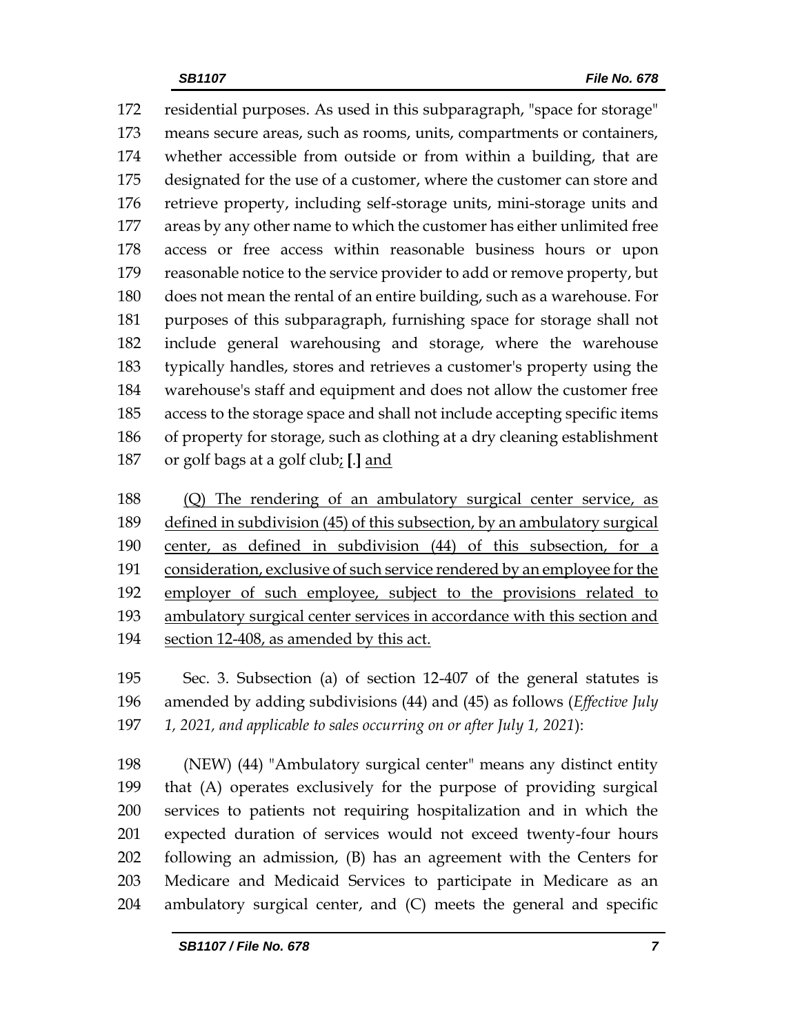residential purposes. As used in this subparagraph, "space for storage" means secure areas, such as rooms, units, compartments or containers, whether accessible from outside or from within a building, that are designated for the use of a customer, where the customer can store and retrieve property, including self-storage units, mini-storage units and areas by any other name to which the customer has either unlimited free access or free access within reasonable business hours or upon reasonable notice to the service provider to add or remove property, but does not mean the rental of an entire building, such as a warehouse. For purposes of this subparagraph, furnishing space for storage shall not include general warehousing and storage, where the warehouse typically handles, stores and retrieves a customer's property using the warehouse's staff and equipment and does not allow the customer free access to the storage space and shall not include accepting specific items of property for storage, such as clothing at a dry cleaning establishment or golf bags at a golf club<u>;</u> **[**.**]** <u>and</u>

<u>(Q) The rendering of an ambulatory surgical center service, as defined in subdivision (45) of this subsection, by an ambulatory surgical center, as defined in subdivision (44) of this subsection, for a consideration, exclusive of such service rendered by an employee for the employer of such employee, subject to the provisions related to ambulatory surgical center services in accordance with this section and section 12-408, as amended by this act.</u>

Sec. 3. Subsection (a) of section 12-407 of the general statutes is amended by adding subdivisions (44) and (45) as follows (*Effective July 1, 2021, and applicable to sales occurring on or after July 1, 2021*):

(NEW) (44) "Ambulatory surgical center" means any distinct entity that (A) operates exclusively for the purpose of providing surgical services to patients not requiring hospitalization and in which the expected duration of services would not exceed twenty-four hours following an admission, (B) has an agreement with the Centers for Medicare and Medicaid Services to participate in Medicare as an ambulatory surgical center, and (C) meets the general and specific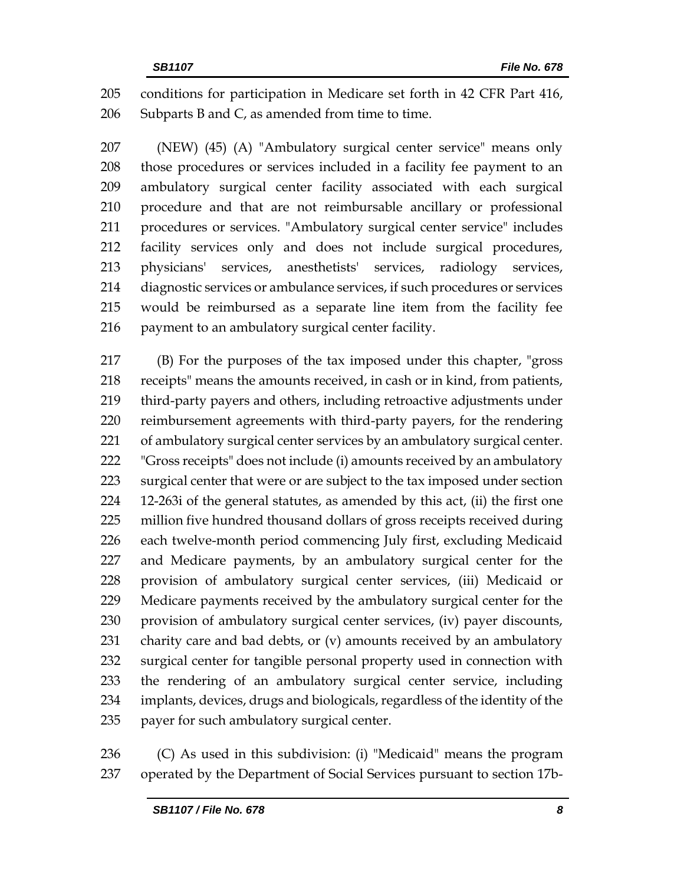conditions for participation in Medicare set forth in 42 CFR Part 416, Subparts B and C, as amended from time to time.

(NEW) (45) (A) "Ambulatory surgical center service" means only those procedures or services included in a facility fee payment to an ambulatory surgical center facility associated with each surgical procedure and that are not reimbursable ancillary or professional procedures or services. "Ambulatory surgical center service" includes facility services only and does not include surgical procedures, physicians' services, anesthetists' services, radiology services, diagnostic services or ambulance services, if such procedures or services would be reimbursed as a separate line item from the facility fee payment to an ambulatory surgical center facility.

(B) For the purposes of the tax imposed under this chapter, "gross receipts" means the amounts received, in cash or in kind, from patients, third-party payers and others, including retroactive adjustments under reimbursement agreements with third-party payers, for the rendering of ambulatory surgical center services by an ambulatory surgical center. "Gross receipts" does not include (i) amounts received by an ambulatory surgical center that were or are subject to the tax imposed under section 12-263i of the general statutes, as amended by this act, (ii) the first one million five hundred thousand dollars of gross receipts received during each twelve-month period commencing July first, excluding Medicaid and Medicare payments, by an ambulatory surgical center for the provision of ambulatory surgical center services, (iii) Medicaid or Medicare payments received by the ambulatory surgical center for the provision of ambulatory surgical center services, (iv) payer discounts, charity care and bad debts, or (v) amounts received by an ambulatory surgical center for tangible personal property used in connection with the rendering of an ambulatory surgical center service, including implants, devices, drugs and biologicals, regardless of the identity of the payer for such ambulatory surgical center.

(C) As used in this subdivision: (i) "Medicaid" means the program operated by the Department of Social Services pursuant to section 17b-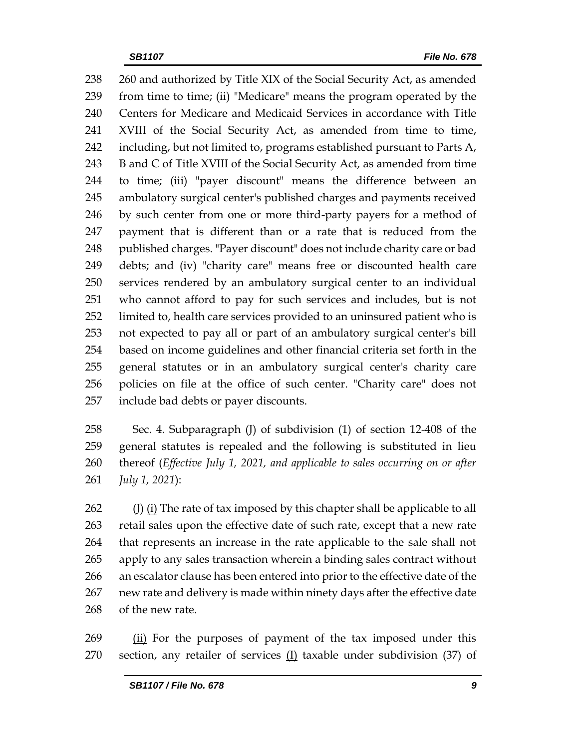260 and authorized by Title XIX of the Social Security Act, as amended from time to time; (ii) "Medicare" means the program operated by the Centers for Medicare and Medicaid Services in accordance with Title XVIII of the Social Security Act, as amended from time to time, including, but not limited to, programs established pursuant to Parts A, B and C of Title XVIII of the Social Security Act, as amended from time to time; (iii) "payer discount" means the difference between an ambulatory surgical center's published charges and payments received by such center from one or more third-party payers for a method of payment that is different than or a rate that is reduced from the published charges. "Payer discount" does not include charity care or bad debts; and (iv) "charity care" means free or discounted health care services rendered by an ambulatory surgical center to an individual who cannot afford to pay for such services and includes, but is not limited to, health care services provided to an uninsured patient who is not expected to pay all or part of an ambulatory surgical center's bill based on income guidelines and other financial criteria set forth in the general statutes or in an ambulatory surgical center's charity care policies on file at the office of such center. "Charity care" does not include bad debts or payer discounts.

Sec. 4. Subparagraph (J) of subdivision (1) of section 12-408 of the general statutes is repealed and the following is substituted in lieu thereof (*Effective July 1, 2021, and applicable to sales occurring on or after July 1, 2021*):

(J) <u>(i)</u> The rate of tax imposed by this chapter shall be applicable to all retail sales upon the effective date of such rate, except that a new rate that represents an increase in the rate applicable to the sale shall not apply to any sales transaction wherein a binding sales contract without an escalator clause has been entered into prior to the effective date of the new rate and delivery is made within ninety days after the effective date of the new rate.

<u>(ii)</u> For the purposes of payment of the tax imposed under this section, any retailer of services <u>(I)</u> taxable under subdivision (37) of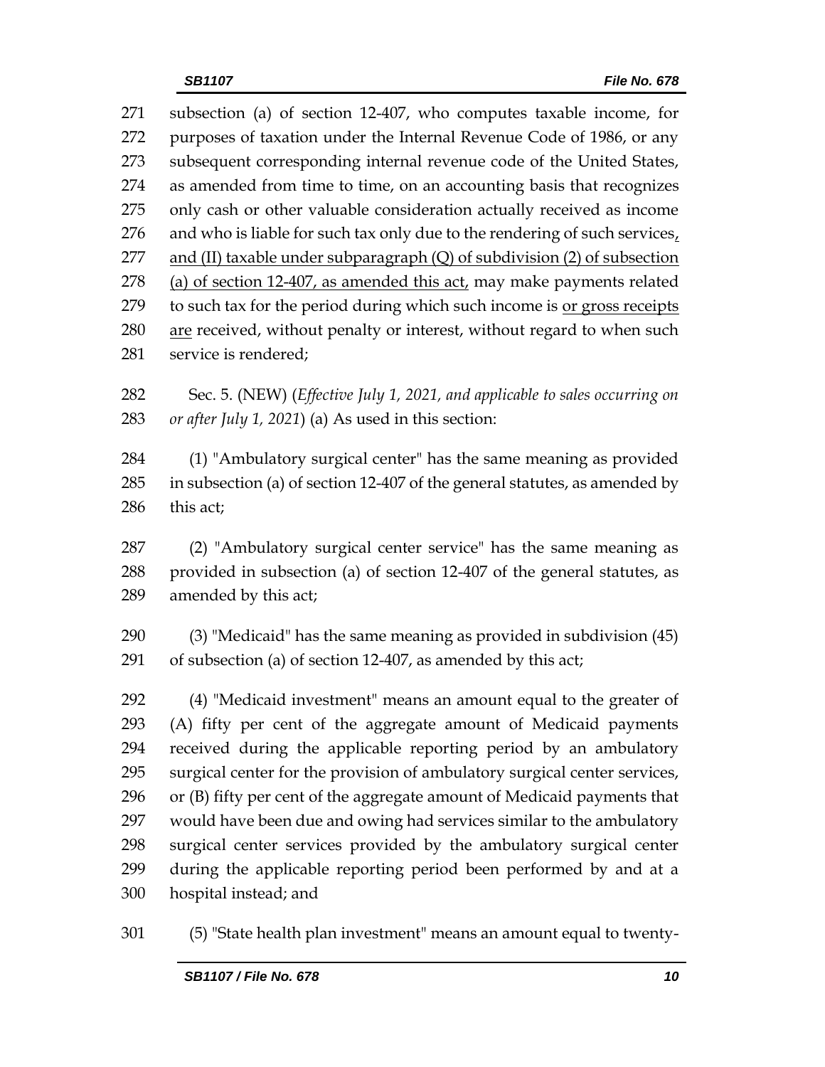subsection (a) of section 12-407, who computes taxable income, for purposes of taxation under the Internal Revenue Code of 1986, or any subsequent corresponding internal revenue code of the United States, as amended from time to time, on an accounting basis that recognizes only cash or other valuable consideration actually received as income and who is liable for such tax only due to the rendering of such services, and (II) taxable under subparagraph (Q) of subdivision (2) of subsection (a) of section 12-407, as amended this act, may make payments related to such tax for the period during which such income is or gross receipts are received, without penalty or interest, without regard to when such service is rendered;

Sec. 5. (NEW) (*Effective July 1, 2021, and applicable to sales occurring on or after July 1, 2021*) (a) As used in this section:

(1) "Ambulatory surgical center" has the same meaning as provided in subsection (a) of section 12-407 of the general statutes, as amended by this act;

(2) "Ambulatory surgical center service" has the same meaning as provided in subsection (a) of section 12-407 of the general statutes, as amended by this act;

(3) "Medicaid" has the same meaning as provided in subdivision (45) of subsection (a) of section 12-407, as amended by this act;

(4) "Medicaid investment" means an amount equal to the greater of (A) fifty per cent of the aggregate amount of Medicaid payments received during the applicable reporting period by an ambulatory surgical center for the provision of ambulatory surgical center services, or (B) fifty per cent of the aggregate amount of Medicaid payments that would have been due and owing had services similar to the ambulatory surgical center services provided by the ambulatory surgical center during the applicable reporting period been performed by and at a hospital instead; and

(5) "State health plan investment" means an amount equal to twenty-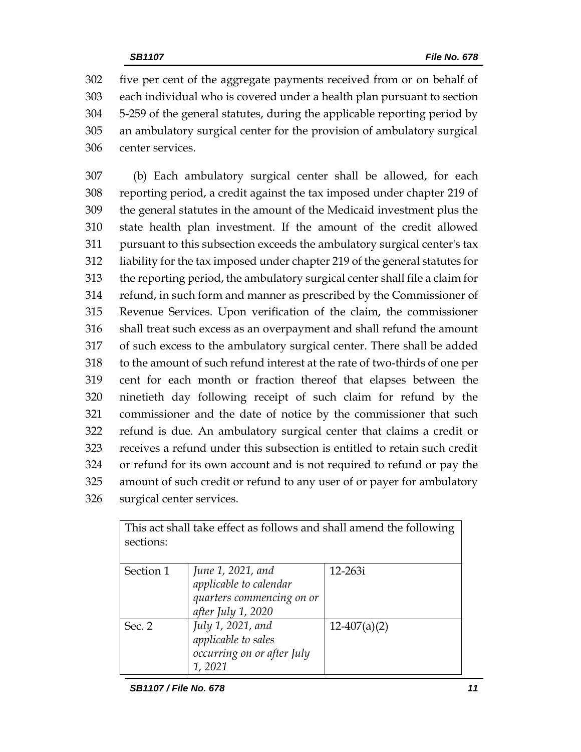five per cent of the aggregate payments received from or on behalf of each individual who is covered under a health plan pursuant to section 5-259 of the general statutes, during the applicable reporting period by an ambulatory surgical center for the provision of ambulatory surgical center services.

(b) Each ambulatory surgical center shall be allowed, for each reporting period, a credit against the tax imposed under chapter 219 of the general statutes in the amount of the Medicaid investment plus the state health plan investment. If the amount of the credit allowed pursuant to this subsection exceeds the ambulatory surgical center's tax liability for the tax imposed under chapter 219 of the general statutes for the reporting period, the ambulatory surgical center shall file a claim for refund, in such form and manner as prescribed by the Commissioner of Revenue Services. Upon verification of the claim, the commissioner shall treat such excess as an overpayment and shall refund the amount of such excess to the ambulatory surgical center. There shall be added to the amount of such refund interest at the rate of two-thirds of one per cent for each month or fraction thereof that elapses between the ninetieth day following receipt of such claim for refund by the commissioner and the date of notice by the commissioner that such refund is due. An ambulatory surgical center that claims a credit or receives a refund under this subsection is entitled to retain such credit or refund for its own account and is not required to refund or pay the amount of such credit or refund to any user of or payer for ambulatory surgical center services.

| This act shall take effect as follows and shall amend the following sections: | | |
|---|---|---|
| Section 1 | *June 1, 2021, and applicable to calendar quarters commencing on or after July 1, 2020* | 12-263i |
| Sec. 2 | *July 1, 2021, and applicable to sales occurring on or after July 1, 2021* | 12-407(a)(2) |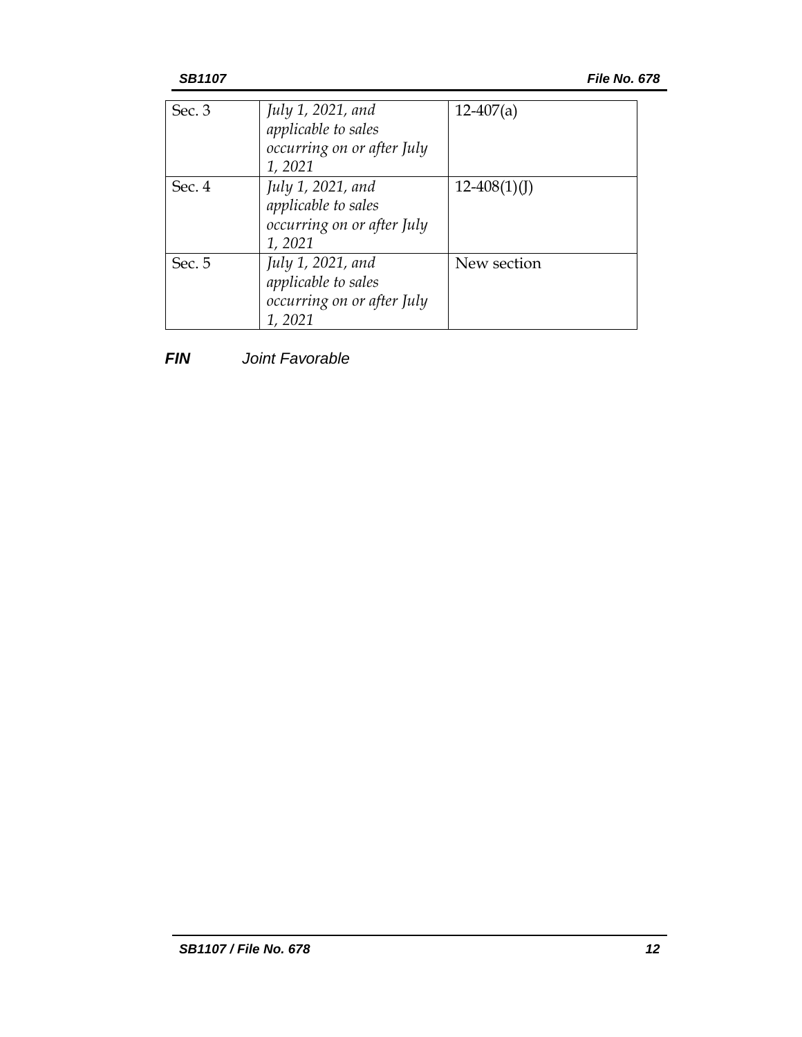| | | |
|---|---|---|
| Sec. 3 | *July 1, 2021, and applicable to sales occurring on or after July 1, 2021* | 12-407(a) |
| Sec. 4 | *July 1, 2021, and applicable to sales occurring on or after July 1, 2021* | 12-408(1)(J) |
| Sec. 5 | *July 1, 2021, and applicable to sales occurring on or after July 1, 2021* | New section |

***FIN*** *Joint Favorable*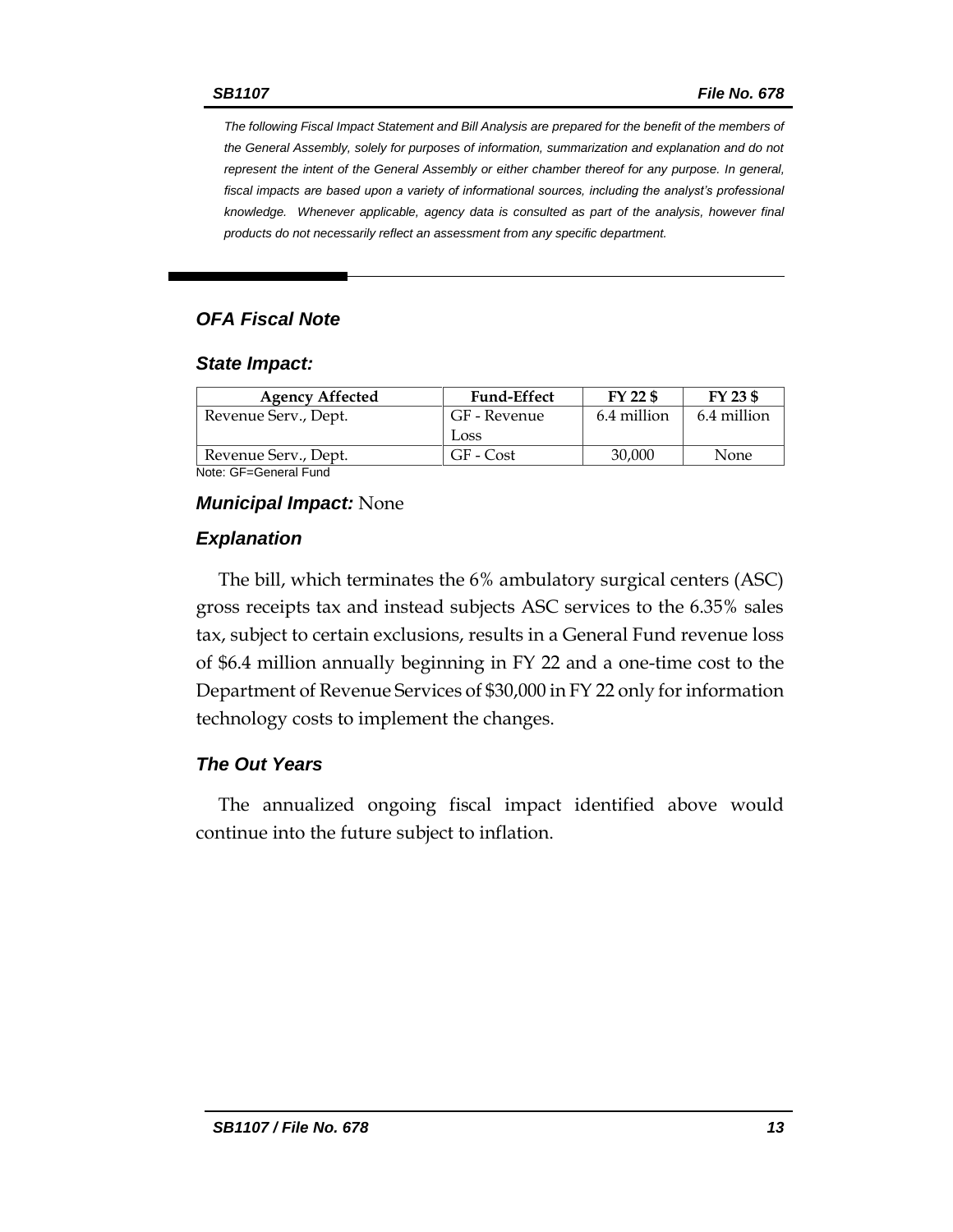*The following Fiscal Impact Statement and Bill Analysis are prepared for the benefit of the members of the General Assembly, solely for purposes of information, summarization and explanation and do not represent the intent of the General Assembly or either chamber thereof for any purpose. In general, fiscal impacts are based upon a variety of informational sources, including the analyst's professional knowledge. Whenever applicable, agency data is consulted as part of the analysis, however final products do not necessarily reflect an assessment from any specific department.*

## OFA Fiscal Note

### State Impact:

| Agency Affected | Fund-Effect | FY 22 $ | FY 23 $ |
|---|---|---|---|
| Revenue Serv., Dept. | GF - Revenue Loss | 6.4 million | 6.4 million |
| Revenue Serv., Dept. | GF - Cost | 30,000 | None |

Note: GF=General Fund

### *Municipal Impact:* None

### Explanation

The bill, which terminates the 6% ambulatory surgical centers (ASC) gross receipts tax and instead subjects ASC services to the 6.35% sales tax, subject to certain exclusions, results in a General Fund revenue loss of $6.4 million annually beginning in FY 22 and a one-time cost to the Department of Revenue Services of $30,000 in FY 22 only for information technology costs to implement the changes.

### The Out Years

The annualized ongoing fiscal impact identified above would continue into the future subject to inflation.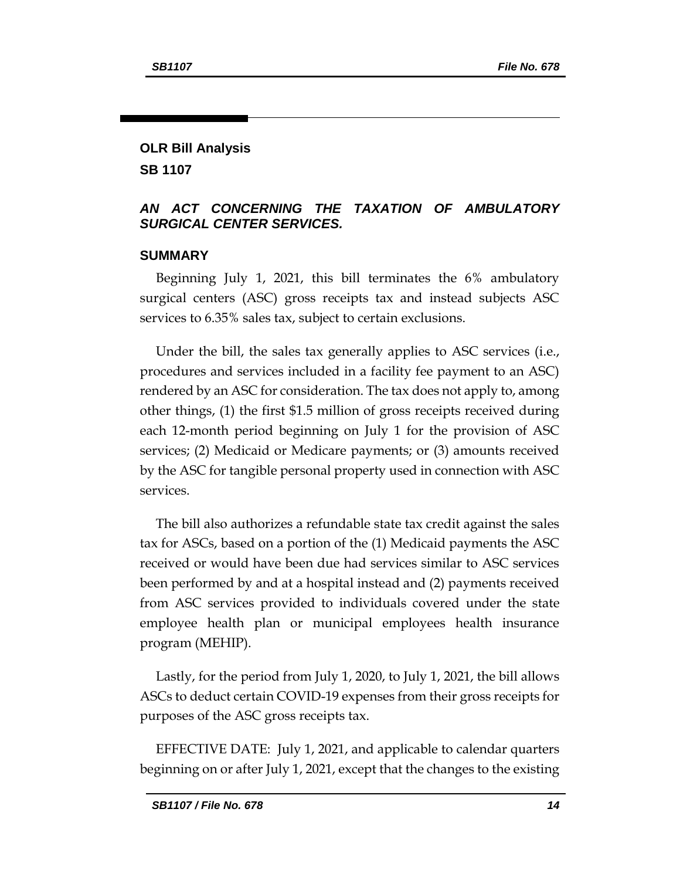## OLR Bill Analysis

## SB 1107

### *AN ACT CONCERNING THE TAXATION OF AMBULATORY SURGICAL CENTER SERVICES.*

### SUMMARY

Beginning July 1, 2021, this bill terminates the 6% ambulatory surgical centers (ASC) gross receipts tax and instead subjects ASC services to 6.35% sales tax, subject to certain exclusions.

Under the bill, the sales tax generally applies to ASC services (i.e., procedures and services included in a facility fee payment to an ASC) rendered by an ASC for consideration. The tax does not apply to, among other things, (1) the first $1.5 million of gross receipts received during each 12-month period beginning on July 1 for the provision of ASC services; (2) Medicaid or Medicare payments; or (3) amounts received by the ASC for tangible personal property used in connection with ASC services.

The bill also authorizes a refundable state tax credit against the sales tax for ASCs, based on a portion of the (1) Medicaid payments the ASC received or would have been due had services similar to ASC services been performed by and at a hospital instead and (2) payments received from ASC services provided to individuals covered under the state employee health plan or municipal employees health insurance program (MEHIP).

Lastly, for the period from July 1, 2020, to July 1, 2021, the bill allows ASCs to deduct certain COVID-19 expenses from their gross receipts for purposes of the ASC gross receipts tax.

EFFECTIVE DATE: July 1, 2021, and applicable to calendar quarters beginning on or after July 1, 2021, except that the changes to the existing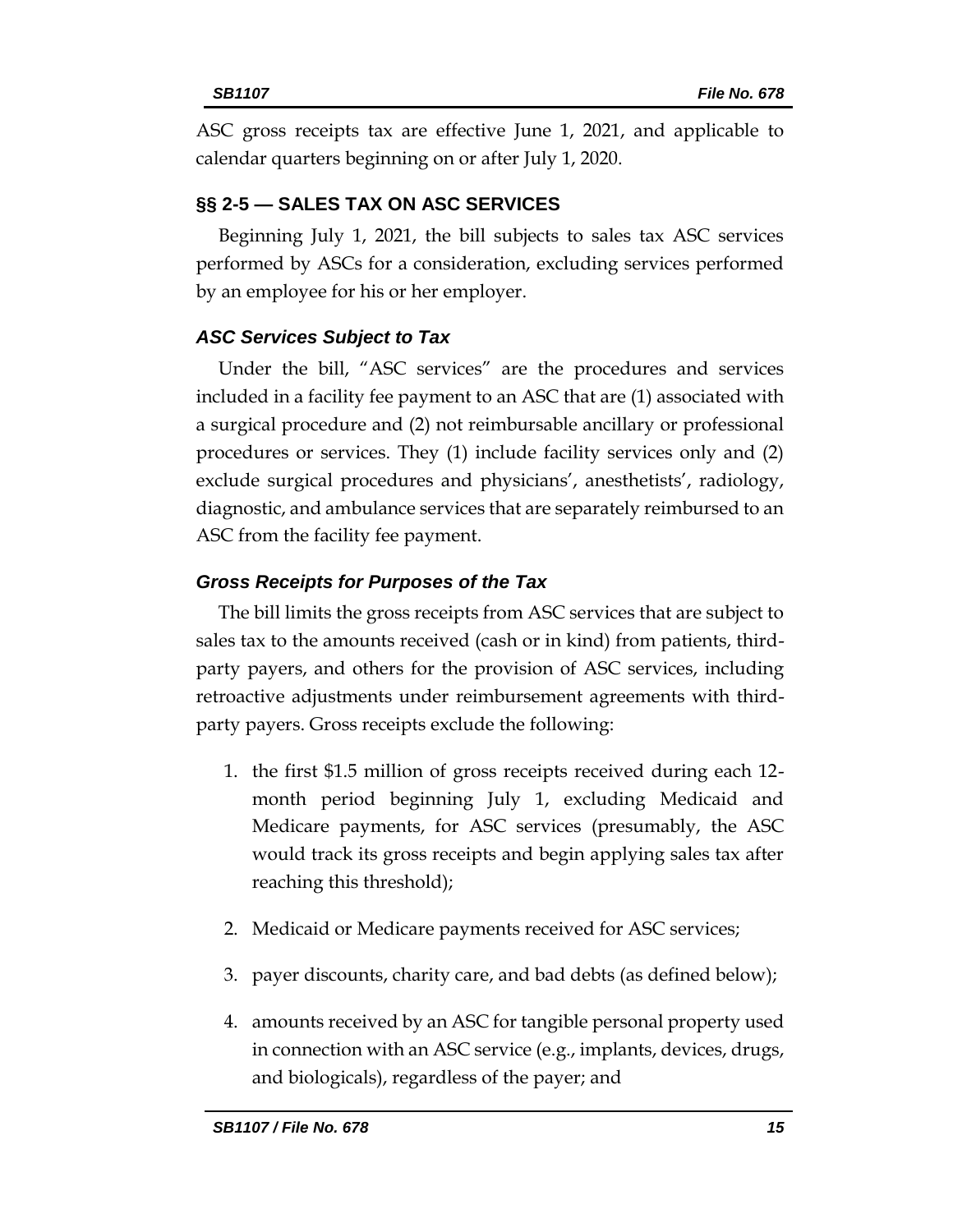ASC gross receipts tax are effective June 1, 2021, and applicable to calendar quarters beginning on or after July 1, 2020.

## §§ 2-5 — SALES TAX ON ASC SERVICES

Beginning July 1, 2021, the bill subjects to sales tax ASC services performed by ASCs for a consideration, excluding services performed by an employee for his or her employer.

### *ASC Services Subject to Tax*

Under the bill, "ASC services" are the procedures and services included in a facility fee payment to an ASC that are (1) associated with a surgical procedure and (2) not reimbursable ancillary or professional procedures or services. They (1) include facility services only and (2) exclude surgical procedures and physicians', anesthetists', radiology, diagnostic, and ambulance services that are separately reimbursed to an ASC from the facility fee payment.

### *Gross Receipts for Purposes of the Tax*

The bill limits the gross receipts from ASC services that are subject to sales tax to the amounts received (cash or in kind) from patients, third-party payers, and others for the provision of ASC services, including retroactive adjustments under reimbursement agreements with third-party payers. Gross receipts exclude the following:

1. the first $1.5 million of gross receipts received during each 12-month period beginning July 1, excluding Medicaid and Medicare payments, for ASC services (presumably, the ASC would track its gross receipts and begin applying sales tax after reaching this threshold);
2. Medicaid or Medicare payments received for ASC services;
3. payer discounts, charity care, and bad debts (as defined below);
4. amounts received by an ASC for tangible personal property used in connection with an ASC service (e.g., implants, devices, drugs, and biologicals), regardless of the payer; and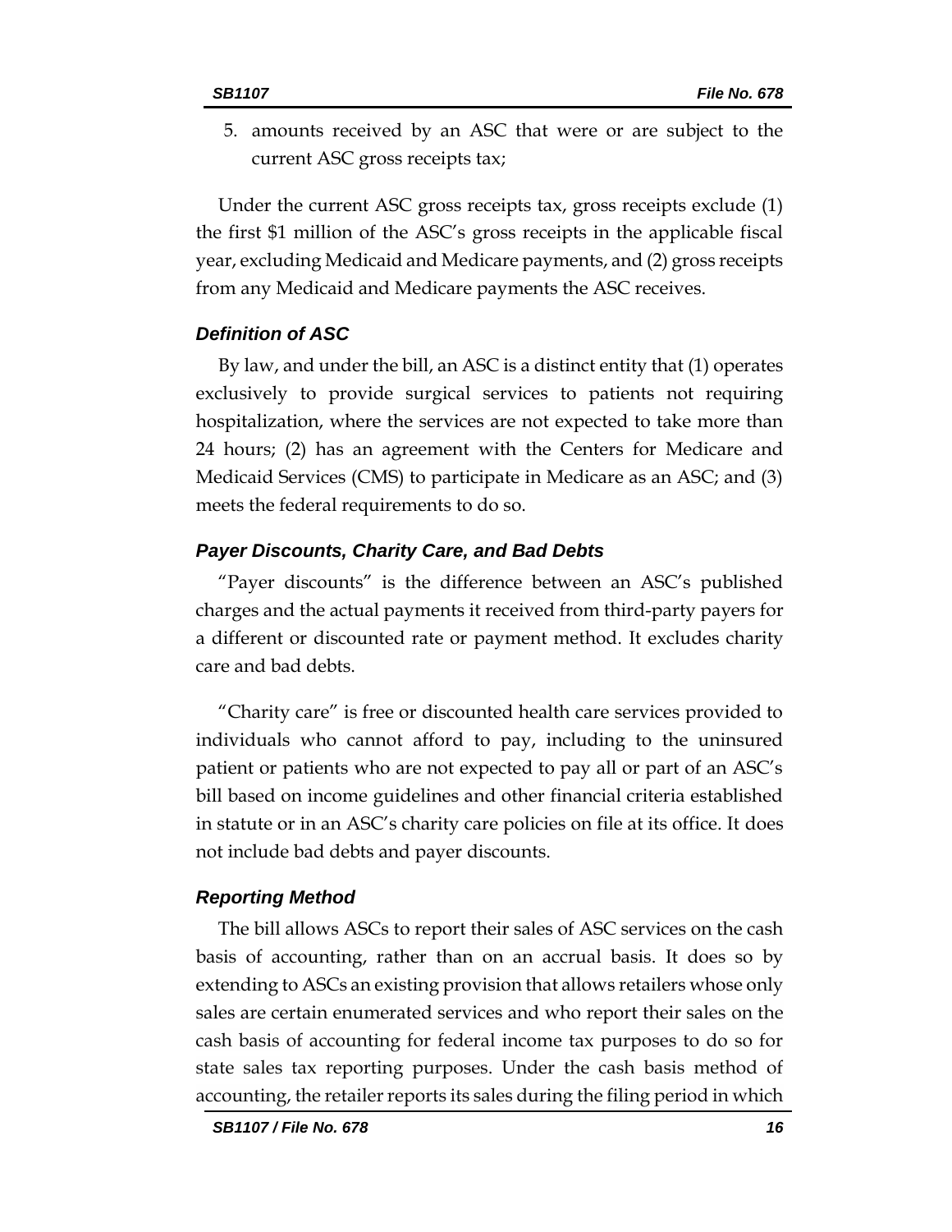5. amounts received by an ASC that were or are subject to the current ASC gross receipts tax;

Under the current ASC gross receipts tax, gross receipts exclude (1) the first $1 million of the ASC's gross receipts in the applicable fiscal year, excluding Medicaid and Medicare payments, and (2) gross receipts from any Medicaid and Medicare payments the ASC receives.

### *Definition of ASC*

By law, and under the bill, an ASC is a distinct entity that (1) operates exclusively to provide surgical services to patients not requiring hospitalization, where the services are not expected to take more than 24 hours; (2) has an agreement with the Centers for Medicare and Medicaid Services (CMS) to participate in Medicare as an ASC; and (3) meets the federal requirements to do so.

### *Payer Discounts, Charity Care, and Bad Debts*

"Payer discounts" is the difference between an ASC's published charges and the actual payments it received from third-party payers for a different or discounted rate or payment method. It excludes charity care and bad debts.

"Charity care" is free or discounted health care services provided to individuals who cannot afford to pay, including to the uninsured patient or patients who are not expected to pay all or part of an ASC's bill based on income guidelines and other financial criteria established in statute or in an ASC's charity care policies on file at its office. It does not include bad debts and payer discounts.

### *Reporting Method*

The bill allows ASCs to report their sales of ASC services on the cash basis of accounting, rather than on an accrual basis. It does so by extending to ASCs an existing provision that allows retailers whose only sales are certain enumerated services and who report their sales on the cash basis of accounting for federal income tax purposes to do so for state sales tax reporting purposes. Under the cash basis method of accounting, the retailer reports its sales during the filing period in which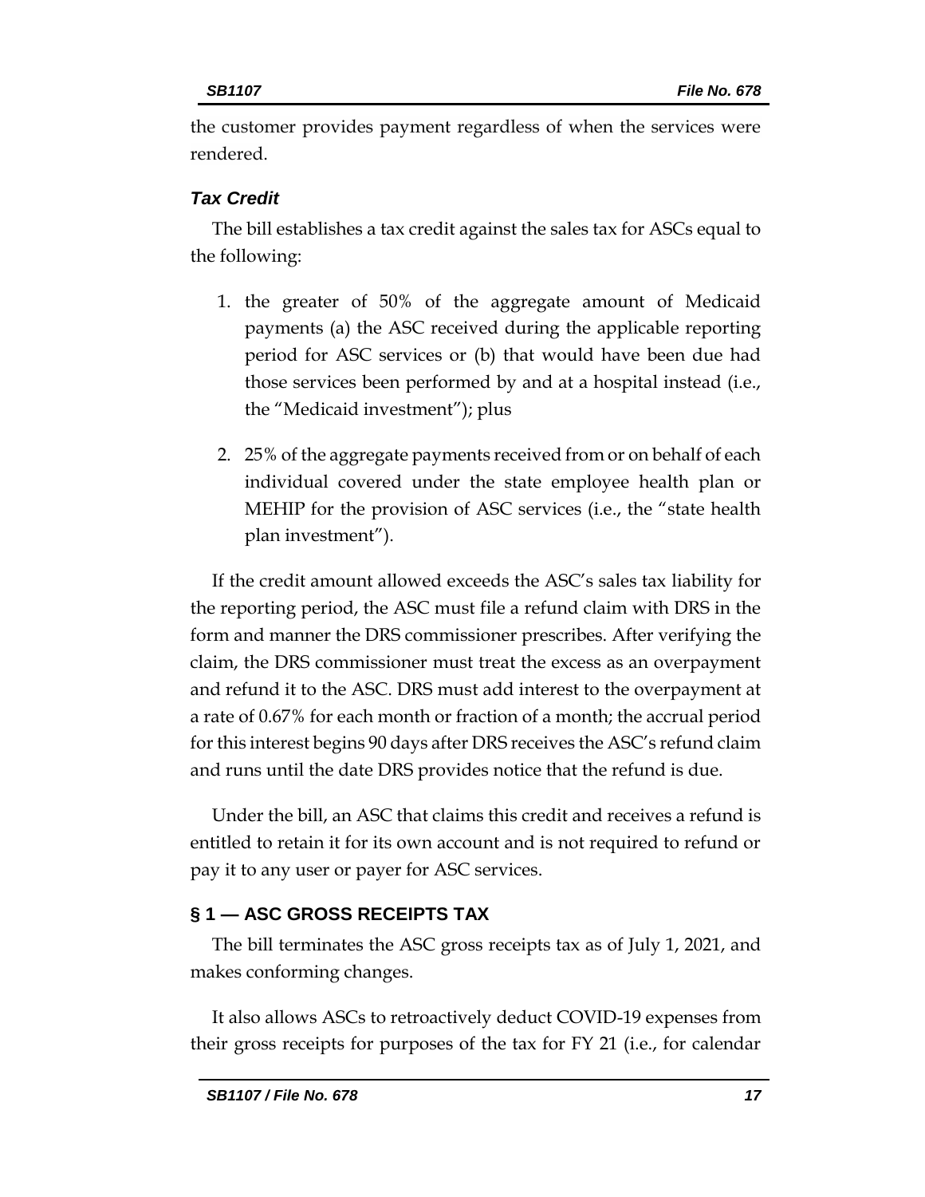the customer provides payment regardless of when the services were rendered.

### *Tax Credit*

The bill establishes a tax credit against the sales tax for ASCs equal to the following:

1. the greater of 50% of the aggregate amount of Medicaid payments (a) the ASC received during the applicable reporting period for ASC services or (b) that would have been due had those services been performed by and at a hospital instead (i.e., the "Medicaid investment"); plus

2. 25% of the aggregate payments received from or on behalf of each individual covered under the state employee health plan or MEHIP for the provision of ASC services (i.e., the "state health plan investment").

If the credit amount allowed exceeds the ASC's sales tax liability for the reporting period, the ASC must file a refund claim with DRS in the form and manner the DRS commissioner prescribes. After verifying the claim, the DRS commissioner must treat the excess as an overpayment and refund it to the ASC. DRS must add interest to the overpayment at a rate of 0.67% for each month or fraction of a month; the accrual period for this interest begins 90 days after DRS receives the ASC's refund claim and runs until the date DRS provides notice that the refund is due.

Under the bill, an ASC that claims this credit and receives a refund is entitled to retain it for its own account and is not required to refund or pay it to any user or payer for ASC services.

## § 1 — ASC GROSS RECEIPTS TAX

The bill terminates the ASC gross receipts tax as of July 1, 2021, and makes conforming changes.

It also allows ASCs to retroactively deduct COVID-19 expenses from their gross receipts for purposes of the tax for FY 21 (i.e., for calendar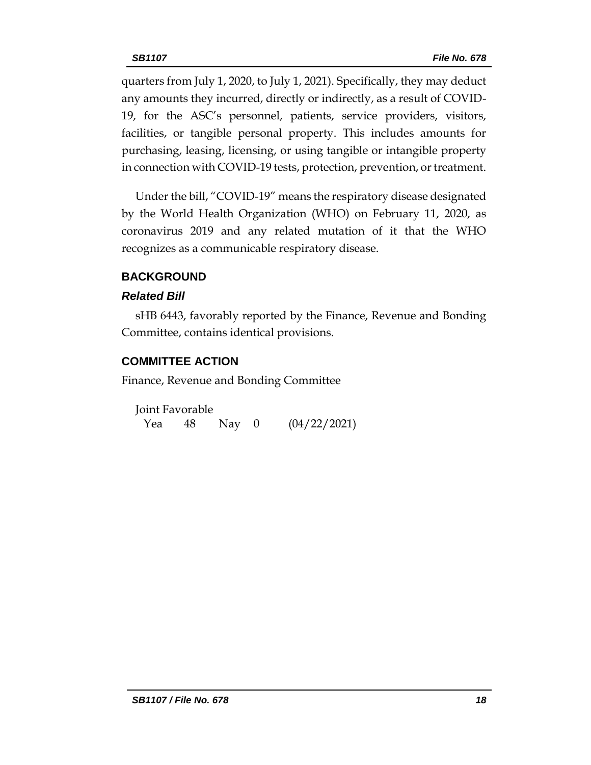quarters from July 1, 2020, to July 1, 2021). Specifically, they may deduct any amounts they incurred, directly or indirectly, as a result of COVID-19, for the ASC's personnel, patients, service providers, visitors, facilities, or tangible personal property. This includes amounts for purchasing, leasing, licensing, or using tangible or intangible property in connection with COVID-19 tests, protection, prevention, or treatment.

Under the bill, "COVID-19" means the respiratory disease designated by the World Health Organization (WHO) on February 11, 2020, as coronavirus 2019 and any related mutation of it that the WHO recognizes as a communicable respiratory disease.

## BACKGROUND

### *Related Bill*

sHB 6443, favorably reported by the Finance, Revenue and Bonding Committee, contains identical provisions.

## COMMITTEE ACTION

Finance, Revenue and Bonding Committee

Joint Favorable
Yea 48 Nay 0 (04/22/2021)